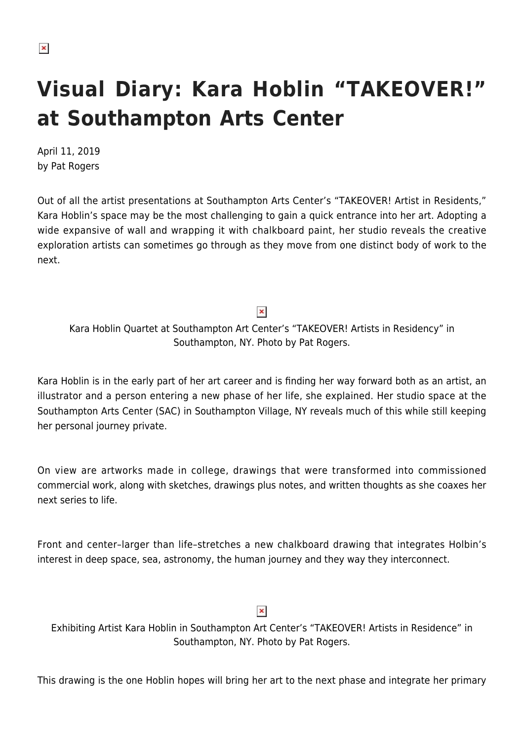# Visual Diary: Kara Hoblin "TAKEOVER!" at Southampton Arts Center

April 11, 2019
by Pat Rogers

Out of all the artist presentations at Southampton Arts Center's "TAKEOVER! Artist in Residents," Kara Hoblin's space may be the most challenging to gain a quick entrance into her art. Adopting a wide expansive of wall and wrapping it with chalkboard paint, her studio reveals the creative exploration artists can sometimes go through as they move from one distinct body of work to the next.

Kara Hoblin Quartet at Southampton Art Center's "TAKEOVER! Artists in Residency" in Southampton, NY. Photo by Pat Rogers.

Kara Hoblin is in the early part of her art career and is finding her way forward both as an artist, an illustrator and a person entering a new phase of her life, she explained. Her studio space at the Southampton Arts Center (SAC) in Southampton Village, NY reveals much of this while still keeping her personal journey private.

On view are artworks made in college, drawings that were transformed into commissioned commercial work, along with sketches, drawings plus notes, and written thoughts as she coaxes her next series to life.

Front and center–larger than life–stretches a new chalkboard drawing that integrates Holbin's interest in deep space, sea, astronomy, the human journey and they way they interconnect.

Exhibiting Artist Kara Hoblin in Southampton Art Center's "TAKEOVER! Artists in Residence" in Southampton, NY. Photo by Pat Rogers.

This drawing is the one Hoblin hopes will bring her art to the next phase and integrate her primary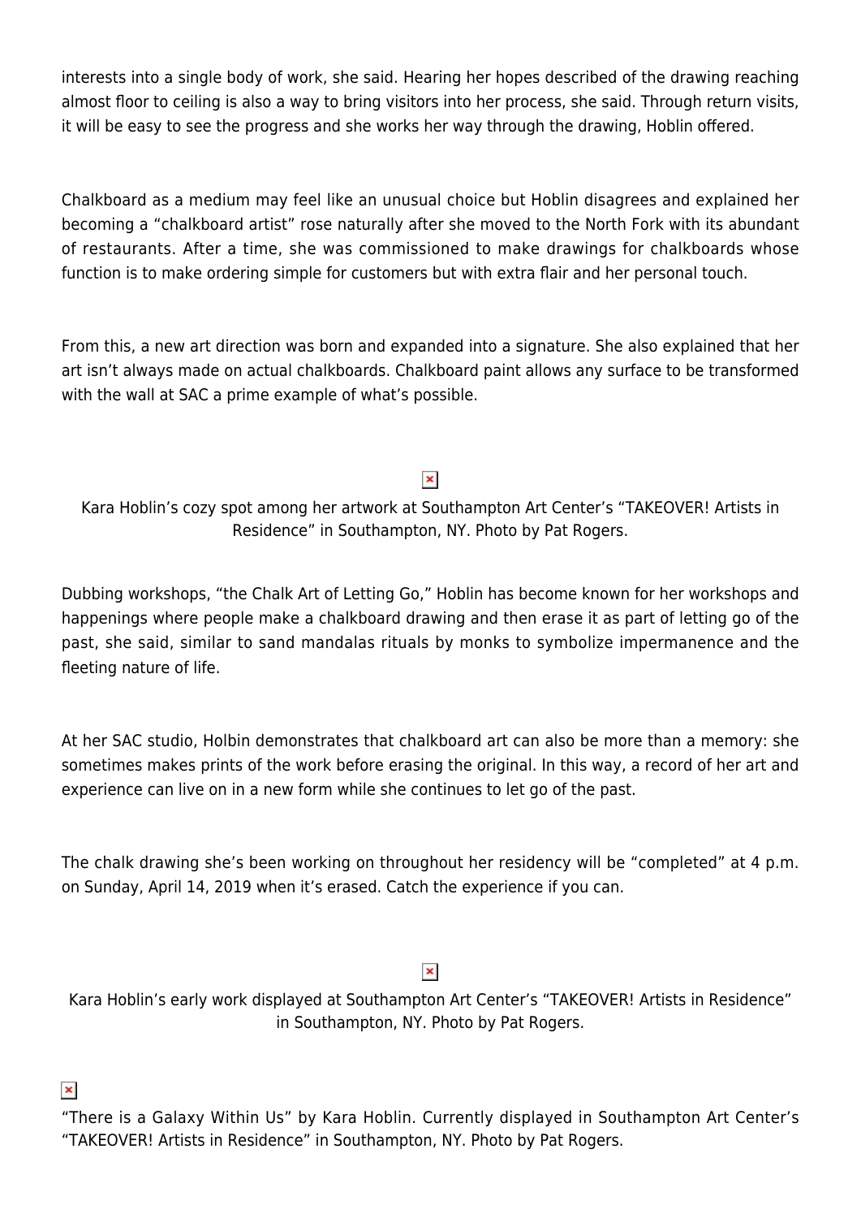interests into a single body of work, she said. Hearing her hopes described of the drawing reaching almost floor to ceiling is also a way to bring visitors into her process, she said. Through return visits, it will be easy to see the progress and she works her way through the drawing, Hoblin offered.

Chalkboard as a medium may feel like an unusual choice but Hoblin disagrees and explained her becoming a "chalkboard artist" rose naturally after she moved to the North Fork with its abundant of restaurants. After a time, she was commissioned to make drawings for chalkboards whose function is to make ordering simple for customers but with extra flair and her personal touch.

From this, a new art direction was born and expanded into a signature. She also explained that her art isn't always made on actual chalkboards. Chalkboard paint allows any surface to be transformed with the wall at SAC a prime example of what's possible.

Kara Hoblin's cozy spot among her artwork at Southampton Art Center's "TAKEOVER! Artists in Residence" in Southampton, NY. Photo by Pat Rogers.

Dubbing workshops, "the Chalk Art of Letting Go," Hoblin has become known for her workshops and happenings where people make a chalkboard drawing and then erase it as part of letting go of the past, she said, similar to sand mandalas rituals by monks to symbolize impermanence and the fleeting nature of life.

At her SAC studio, Holbin demonstrates that chalkboard art can also be more than a memory: she sometimes makes prints of the work before erasing the original. In this way, a record of her art and experience can live on in a new form while she continues to let go of the past.

The chalk drawing she's been working on throughout her residency will be "completed" at 4 p.m. on Sunday, April 14, 2019 when it's erased. Catch the experience if you can.

Kara Hoblin's early work displayed at Southampton Art Center's "TAKEOVER! Artists in Residence" in Southampton, NY. Photo by Pat Rogers.

"There is a Galaxy Within Us" by Kara Hoblin. Currently displayed in Southampton Art Center's "TAKEOVER! Artists in Residence" in Southampton, NY. Photo by Pat Rogers.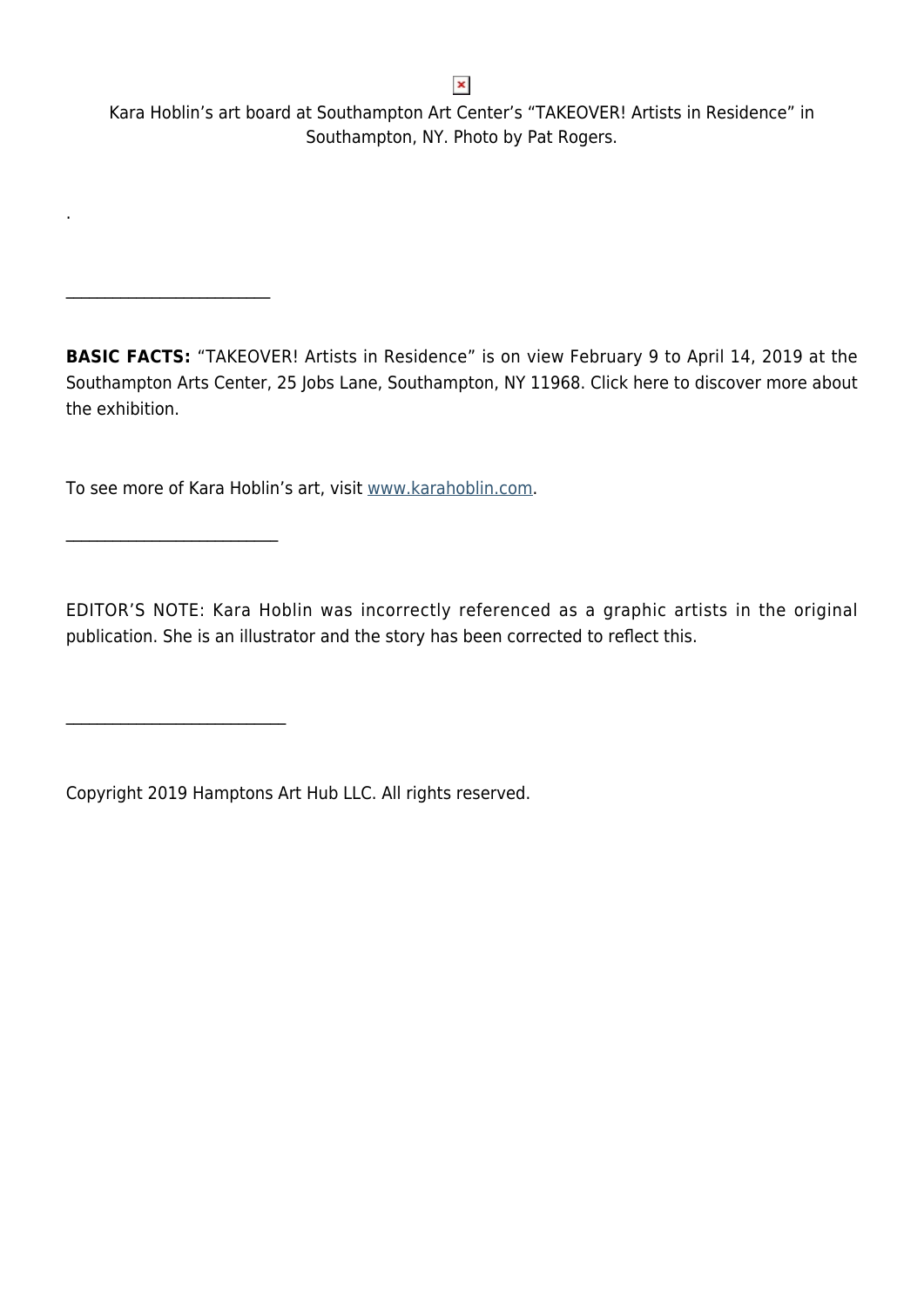Kara Hoblin's art board at Southampton Art Center's "TAKEOVER! Artists in Residence" in Southampton, NY. Photo by Pat Rogers.

.

\_\_\_\_\_\_\_\_\_\_\_\_\_\_\_\_\_\_\_\_\_\_\_\_\_\_

**BASIC FACTS:** "TAKEOVER! Artists in Residence" is on view February 9 to April 14, 2019 at the Southampton Arts Center, 25 Jobs Lane, Southampton, NY 11968. Click here to discover more about the exhibition.

To see more of Kara Hoblin's art, visit www.karahoblin.com.

\_\_\_\_\_\_\_\_\_\_\_\_\_\_\_\_\_\_\_\_\_\_\_\_\_\_

EDITOR'S NOTE: Kara Hoblin was incorrectly referenced as a graphic artists in the original publication. She is an illustrator and the story has been corrected to reflect this.

\_\_\_\_\_\_\_\_\_\_\_\_\_\_\_\_\_\_\_\_\_\_\_\_\_\_

Copyright 2019 Hamptons Art Hub LLC. All rights reserved.